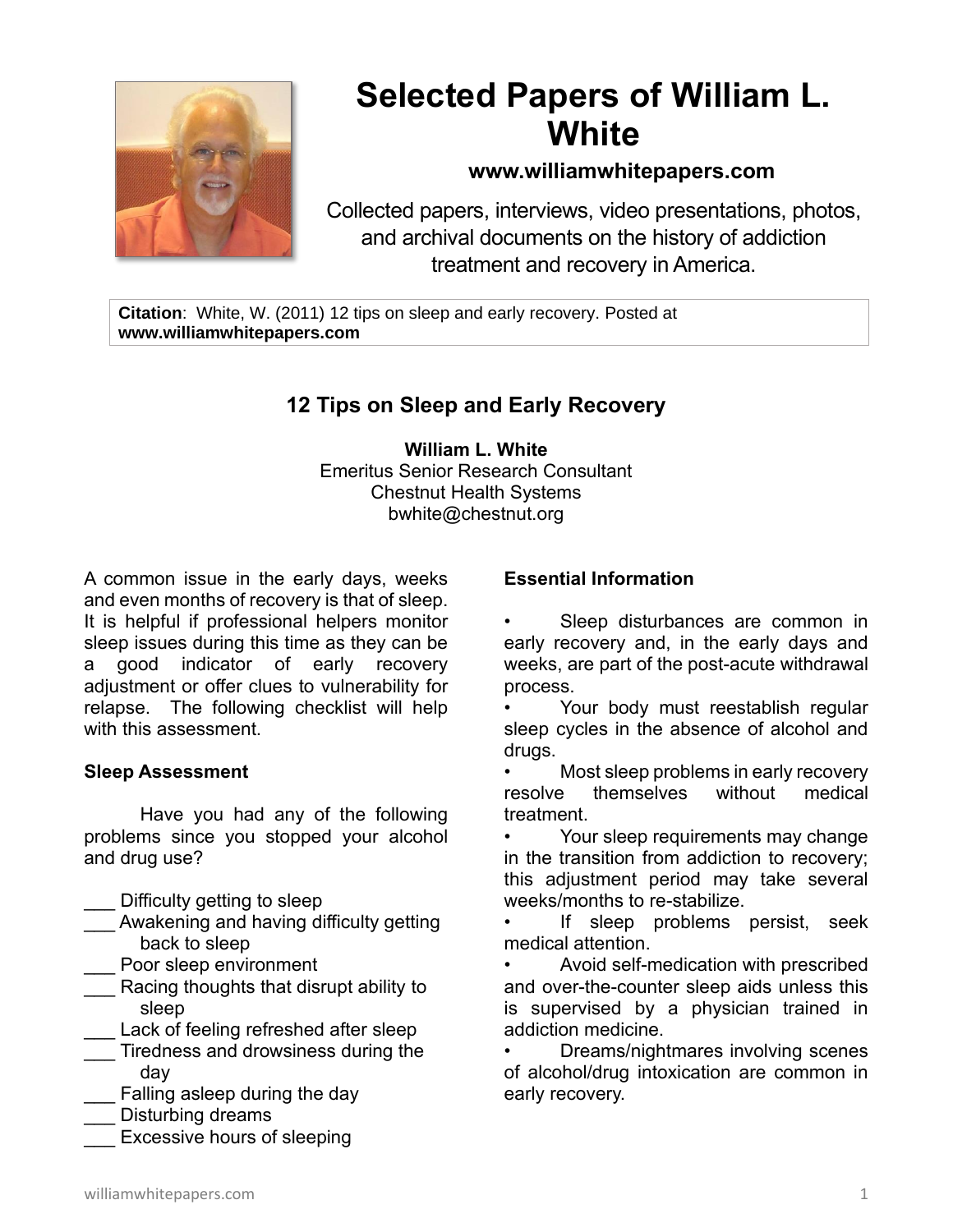# Selected Papers of William L. White

**www.williamwhitepapers.com**

Collected papers, interviews, video presentations, photos, and archival documents on the history of addiction treatment and recovery in America.

**Citation**: White, W. (2011) 12 tips on sleep and early recovery. Posted at **www.williamwhitepapers.com**

## 12 Tips on Sleep and Early Recovery

**William L. White**
Emeritus Senior Research Consultant
Chestnut Health Systems
bwhite@chestnut.org

A common issue in the early days, weeks and even months of recovery is that of sleep. It is helpful if professional helpers monitor sleep issues during this time as they can be a good indicator of early recovery adjustment or offer clues to vulnerability for relapse. The following checklist will help with this assessment.

### Sleep Assessment

Have you had any of the following problems since you stopped your alcohol and drug use?

___ Difficulty getting to sleep
___ Awakening and having difficulty getting back to sleep
___ Poor sleep environment
___ Racing thoughts that disrupt ability to sleep
___ Lack of feeling refreshed after sleep
___ Tiredness and drowsiness during the day
___ Falling asleep during the day
___ Disturbing dreams
___ Excessive hours of sleeping

### Essential Information

- Sleep disturbances are common in early recovery and, in the early days and weeks, are part of the post-acute withdrawal process.
- Your body must reestablish regular sleep cycles in the absence of alcohol and drugs.
- Most sleep problems in early recovery resolve themselves without medical treatment.
- Your sleep requirements may change in the transition from addiction to recovery; this adjustment period may take several weeks/months to re-stabilize.
- If sleep problems persist, seek medical attention.
- Avoid self-medication with prescribed and over-the-counter sleep aids unless this is supervised by a physician trained in addiction medicine.
- Dreams/nightmares involving scenes of alcohol/drug intoxication are common in early recovery.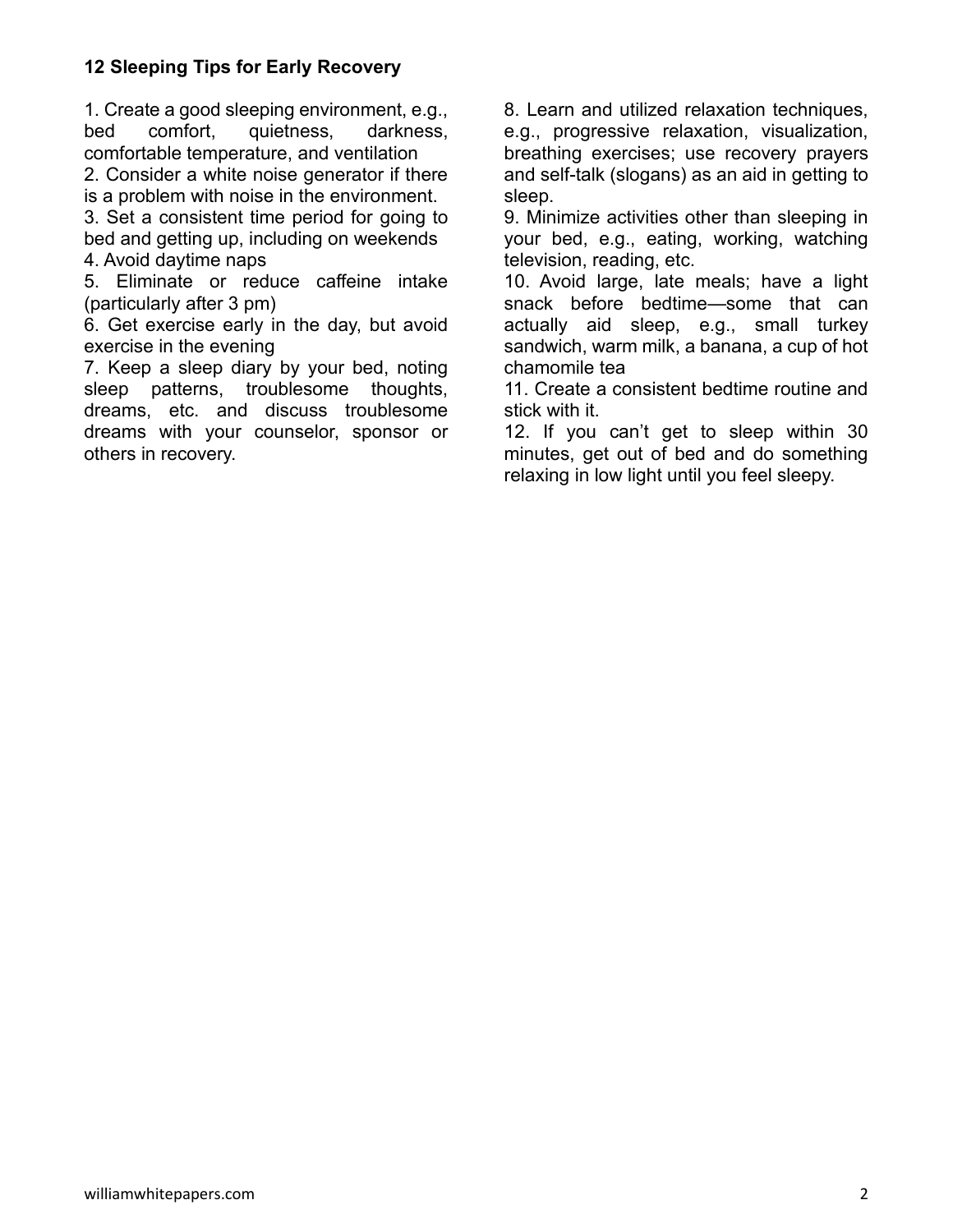**12 Sleeping Tips for Early Recovery**

1. Create a good sleeping environment, e.g., bed comfort, quietness, darkness, comfortable temperature, and ventilation
2. Consider a white noise generator if there is a problem with noise in the environment.
3. Set a consistent time period for going to bed and getting up, including on weekends
4. Avoid daytime naps
5. Eliminate or reduce caffeine intake (particularly after 3 pm)
6. Get exercise early in the day, but avoid exercise in the evening
7. Keep a sleep diary by your bed, noting sleep patterns, troublesome thoughts, dreams, etc. and discuss troublesome dreams with your counselor, sponsor or others in recovery.
8. Learn and utilized relaxation techniques, e.g., progressive relaxation, visualization, breathing exercises; use recovery prayers and self-talk (slogans) as an aid in getting to sleep.
9. Minimize activities other than sleeping in your bed, e.g., eating, working, watching television, reading, etc.
10. Avoid large, late meals; have a light snack before bedtime—some that can actually aid sleep, e.g., small turkey sandwich, warm milk, a banana, a cup of hot chamomile tea
11. Create a consistent bedtime routine and stick with it.
12. If you can't get to sleep within 30 minutes, get out of bed and do something relaxing in low light until you feel sleepy.